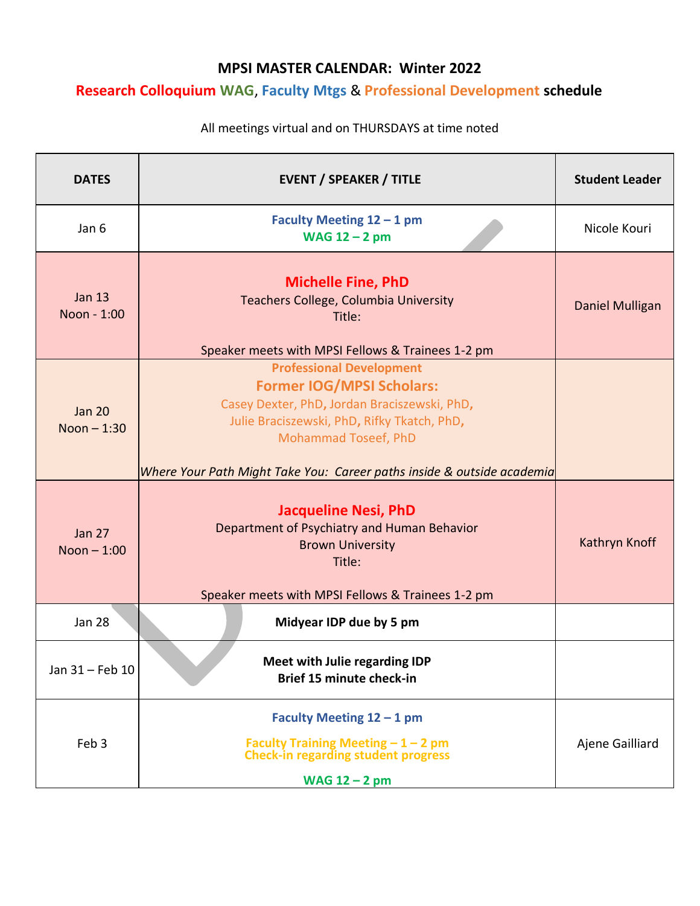# MPSI MASTER CALENDAR: Winter 2022

## Research Colloquium WAG, Faculty Mtgs & Professional Development schedule

All meetings virtual and on THURSDAYS at time noted

| DATES | EVENT / SPEAKER / TITLE | Student Leader |
|---|---|---|
| Jan 6 | **Faculty Meeting 12 – 1 pm**<br>**WAG 12 – 2 pm** | Nicole Kouri |
| Jan 13<br>Noon - 1:00 | **Michelle Fine, PhD**<br>Teachers College, Columbia University<br>Title:<br><br>Speaker meets with MPSI Fellows & Trainees 1-2 pm | Daniel Mulligan |
| Jan 20<br>Noon – 1:30 | **Professional Development**<br>**Former IOG/MPSI Scholars:**<br>Casey Dexter, PhD, Jordan Braciszewski, PhD, Julie Braciszewski, PhD, Rifky Tkatch, PhD, Mohammad Toseef, PhD<br><br>*Where Your Path Might Take You: Career paths inside & outside academia* | |
| Jan 27<br>Noon – 1:00 | **Jacqueline Nesi, PhD**<br>Department of Psychiatry and Human Behavior<br>Brown University<br>Title:<br><br>Speaker meets with MPSI Fellows & Trainees 1-2 pm | Kathryn Knoff |
| Jan 28 | **Midyear IDP due by 5 pm** | |
| Jan 31 – Feb 10 | **Meet with Julie regarding IDP**<br>**Brief 15 minute check-in** | |
| Feb 3 | **Faculty Meeting 12 – 1 pm**<br><br>**Faculty Training Meeting – 1 – 2 pm**<br>**Check-in regarding student progress**<br><br>**WAG 12 – 2 pm** | Ajene Gailliard |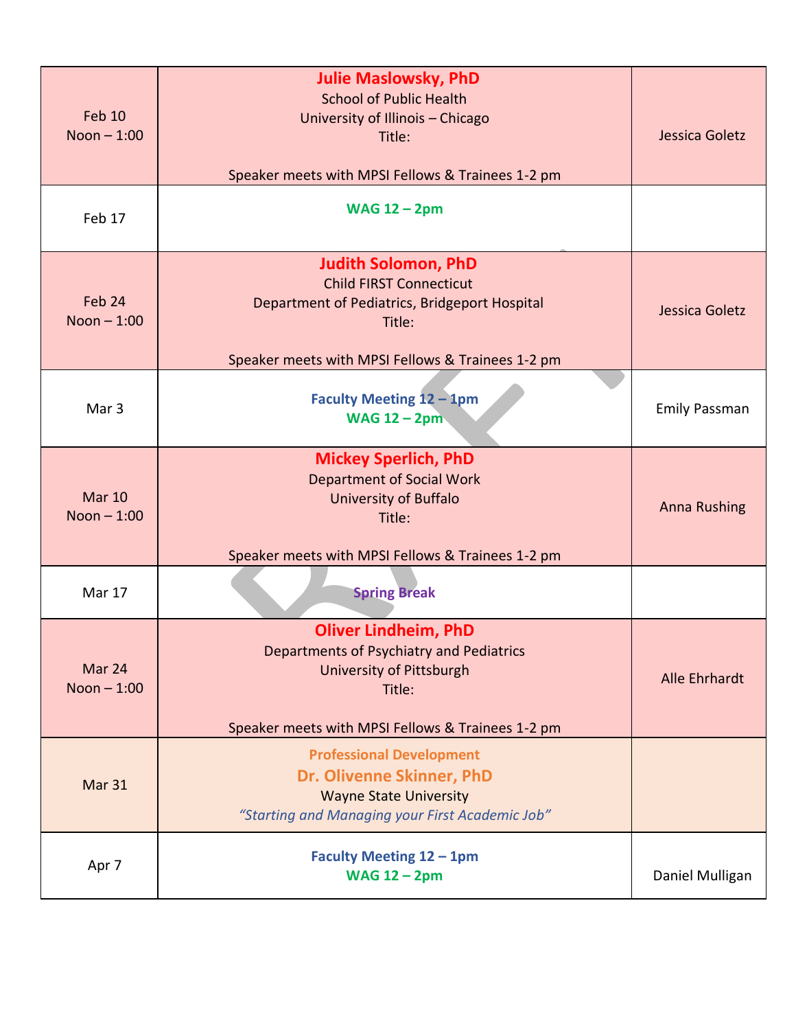| | | |
|---|---|---|
| Feb 10<br>Noon – 1:00 | **Julie Maslowsky, PhD**<br>School of Public Health<br>University of Illinois – Chicago<br>Title:<br><br>Speaker meets with MPSI Fellows & Trainees 1-2 pm | Jessica Goletz |
| Feb 17 | **WAG 12 – 2pm** | |
| Feb 24<br>Noon – 1:00 | **Judith Solomon, PhD**<br>Child FIRST Connecticut<br>Department of Pediatrics, Bridgeport Hospital<br>Title:<br><br>Speaker meets with MPSI Fellows & Trainees 1-2 pm | Jessica Goletz |
| Mar 3 | **Faculty Meeting 12 – 1pm**<br>**WAG 12 – 2pm** | Emily Passman |
| Mar 10<br>Noon – 1:00 | **Mickey Sperlich, PhD**<br>Department of Social Work<br>University of Buffalo<br>Title:<br><br>Speaker meets with MPSI Fellows & Trainees 1-2 pm | Anna Rushing |
| Mar 17 | **Spring Break** | |
| Mar 24<br>Noon – 1:00 | **Oliver Lindheim, PhD**<br>Departments of Psychiatry and Pediatrics<br>University of Pittsburgh<br>Title:<br><br>Speaker meets with MPSI Fellows & Trainees 1-2 pm | Alle Ehrhardt |
| Mar 31 | **Professional Development**<br>**Dr. Olivenne Skinner, PhD**<br>Wayne State University<br>*"Starting and Managing your First Academic Job"* | |
| Apr 7 | **Faculty Meeting 12 – 1pm**<br>**WAG 12 – 2pm** | Daniel Mulligan |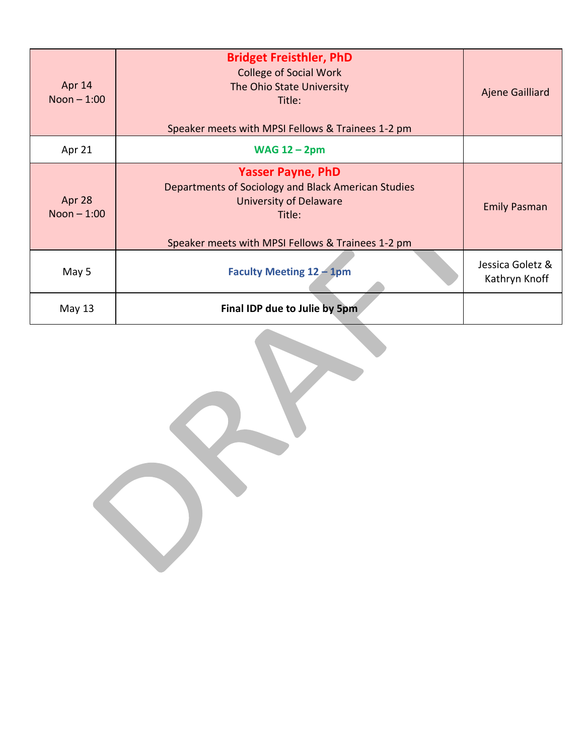| | | |
|---|---|---|
| Apr 14<br>Noon – 1:00 | **Bridget Freisthler, PhD**<br>College of Social Work<br>The Ohio State University<br>Title:<br><br>Speaker meets with MPSI Fellows & Trainees 1-2 pm | Ajene Gailliard |
| Apr 21 | **WAG 12 – 2pm** | |
| Apr 28<br>Noon – 1:00 | **Yasser Payne, PhD**<br>Departments of Sociology and Black American Studies<br>University of Delaware<br>Title:<br><br>Speaker meets with MPSI Fellows & Trainees 1-2 pm | Emily Pasman |
| May 5 | **Faculty Meeting 12 – 1pm** | Jessica Goletz & Kathryn Knoff |
| May 13 | **Final IDP due to Julie by 5pm** | |

DRAFT